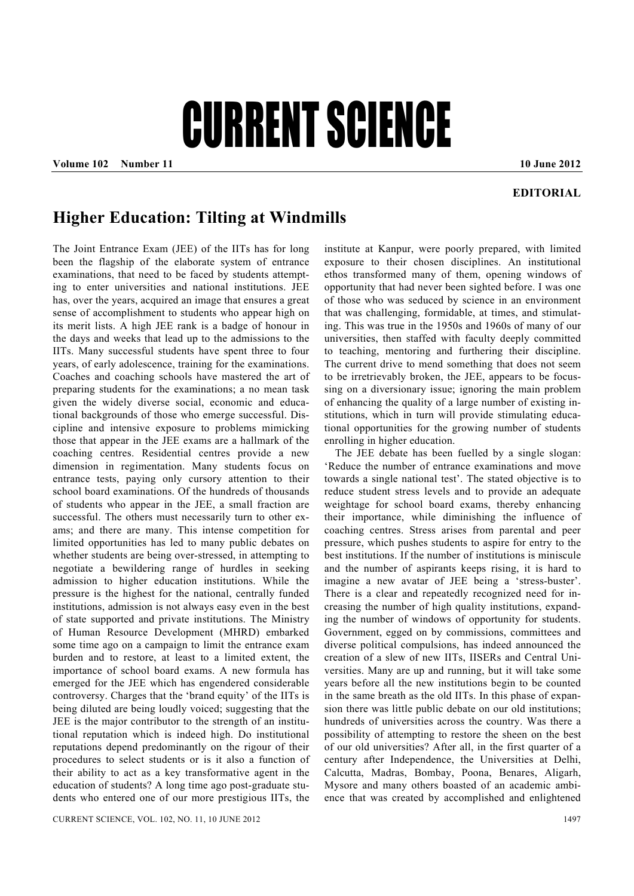# CURRENT SCIENCE

EDITORIAL

## Higher Education: Tilting at Windmills

The Joint Entrance Exam (JEE) of the IITs has for long been the flagship of the elaborate system of entrance examinations, that need to be faced by students attempting to enter universities and national institutions. JEE has, over the years, acquired an image that ensures a great sense of accomplishment to students who appear high on its merit lists. A high JEE rank is a badge of honour in the days and weeks that lead up to the admissions to the IITs. Many successful students have spent three to four years, of early adolescence, training for the examinations. Coaches and coaching schools have mastered the art of preparing students for the examinations; a no mean task given the widely diverse social, economic and educational backgrounds of those who emerge successful. Discipline and intensive exposure to problems mimicking those that appear in the JEE exams are a hallmark of the coaching centres. Residential centres provide a new dimension in regimentation. Many students focus on entrance tests, paying only cursory attention to their school board examinations. Of the hundreds of thousands of students who appear in the JEE, a small fraction are successful. The others must necessarily turn to other exams; and there are many. This intense competition for limited opportunities has led to many public debates on whether students are being over-stressed, in attempting to negotiate a bewildering range of hurdles in seeking admission to higher education institutions. While the pressure is the highest for the national, centrally funded institutions, admission is not always easy even in the best of state supported and private institutions. The Ministry of Human Resource Development (MHRD) embarked some time ago on a campaign to limit the entrance exam burden and to restore, at least to a limited extent, the importance of school board exams. A new formula has emerged for the JEE which has engendered considerable controversy. Charges that the 'brand equity' of the IITs is being diluted are being loudly voiced; suggesting that the JEE is the major contributor to the strength of an institutional reputation which is indeed high. Do institutional reputations depend predominantly on the rigour of their procedures to select students or is it also a function of their ability to act as a key transformative agent in the education of students? A long time ago post-graduate students who entered one of our more prestigious IITs, the institute at Kanpur, were poorly prepared, with limited exposure to their chosen disciplines. An institutional ethos transformed many of them, opening windows of opportunity that had never been sighted before. I was one of those who was seduced by science in an environment that was challenging, formidable, at times, and stimulating. This was true in the 1950s and 1960s of many of our universities, then staffed with faculty deeply committed to teaching, mentoring and furthering their discipline. The current drive to mend something that does not seem to be irretrievably broken, the JEE, appears to be focussing on a diversionary issue; ignoring the main problem of enhancing the quality of a large number of existing institutions, which in turn will provide stimulating educational opportunities for the growing number of students enrolling in higher education.

The JEE debate has been fuelled by a single slogan: 'Reduce the number of entrance examinations and move towards a single national test'. The stated objective is to reduce student stress levels and to provide an adequate weightage for school board exams, thereby enhancing their importance, while diminishing the influence of coaching centres. Stress arises from parental and peer pressure, which pushes students to aspire for entry to the best institutions. If the number of institutions is miniscule and the number of aspirants keeps rising, it is hard to imagine a new avatar of JEE being a 'stress-buster'. There is a clear and repeatedly recognized need for increasing the number of high quality institutions, expanding the number of windows of opportunity for students. Government, egged on by commissions, committees and diverse political compulsions, has indeed announced the creation of a slew of new IITs, IISERs and Central Universities. Many are up and running, but it will take some years before all the new institutions begin to be counted in the same breath as the old IITs. In this phase of expansion there was little public debate on our old institutions; hundreds of universities across the country. Was there a possibility of attempting to restore the sheen on the best of our old universities? After all, in the first quarter of a century after Independence, the Universities at Delhi, Calcutta, Madras, Bombay, Poona, Benares, Aligarh, Mysore and many others boasted of an academic ambience that was created by accomplished and enlightened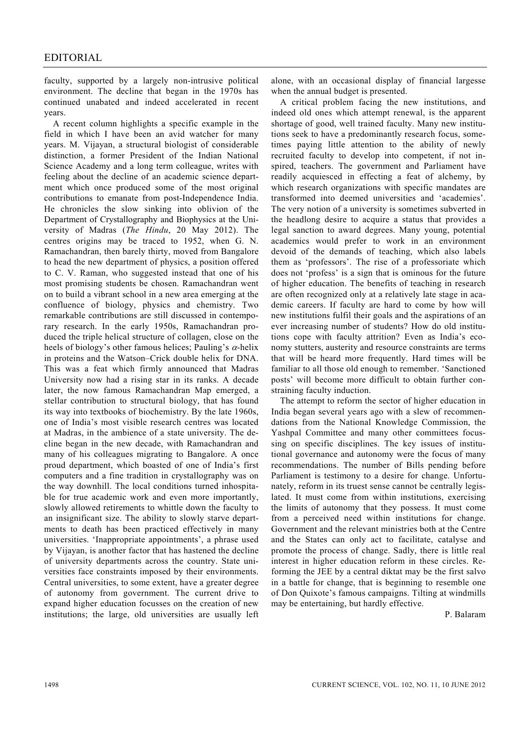faculty, supported by a largely non-intrusive political environment. The decline that began in the 1970s has continued unabated and indeed accelerated in recent years.

A recent column highlights a specific example in the field in which I have been an avid watcher for many years. M. Vijayan, a structural biologist of considerable distinction, a former President of the Indian National Science Academy and a long term colleague, writes with feeling about the decline of an academic science department which once produced some of the most original contributions to emanate from post-Independence India. He chronicles the slow sinking into oblivion of the Department of Crystallography and Biophysics at the University of Madras (*The Hindu*, 20 May 2012). The centres origins may be traced to 1952, when G. N. Ramachandran, then barely thirty, moved from Bangalore to head the new department of physics, a position offered to C. V. Raman, who suggested instead that one of his most promising students be chosen. Ramachandran went on to build a vibrant school in a new area emerging at the confluence of biology, physics and chemistry. Two remarkable contributions are still discussed in contemporary research. In the early 1950s, Ramachandran produced the triple helical structure of collagen, close on the heels of biology's other famous helices; Pauling's $\alpha$-helix in proteins and the Watson–Crick double helix for DNA. This was a feat which firmly announced that Madras University now had a rising star in its ranks. A decade later, the now famous Ramachandran Map emerged, a stellar contribution to structural biology, that has found its way into textbooks of biochemistry. By the late 1960s, one of India's most visible research centres was located at Madras, in the ambience of a state university. The decline began in the new decade, with Ramachandran and many of his colleagues migrating to Bangalore. A once proud department, which boasted of one of India's first computers and a fine tradition in crystallography was on the way downhill. The local conditions turned inhospitable for true academic work and even more importantly, slowly allowed retirements to whittle down the faculty to an insignificant size. The ability to slowly starve departments to death has been practiced effectively in many universities. 'Inappropriate appointments', a phrase used by Vijayan, is another factor that has hastened the decline of university departments across the country. State universities face constraints imposed by their environments. Central universities, to some extent, have a greater degree of autonomy from government. The current drive to expand higher education focusses on the creation of new institutions; the large, old universities are usually left alone, with an occasional display of financial largesse when the annual budget is presented.

A critical problem facing the new institutions, and indeed old ones which attempt renewal, is the apparent shortage of good, well trained faculty. Many new institutions seek to have a predominantly research focus, sometimes paying little attention to the ability of newly recruited faculty to develop into competent, if not inspired, teachers. The government and Parliament have readily acquiesced in effecting a feat of alchemy, by which research organizations with specific mandates are transformed into deemed universities and 'academies'. The very notion of a university is sometimes subverted in the headlong desire to acquire a status that provides a legal sanction to award degrees. Many young, potential academics would prefer to work in an environment devoid of the demands of teaching, which also labels them as 'professors'. The rise of a professoriate which does not 'profess' is a sign that is ominous for the future of higher education. The benefits of teaching in research are often recognized only at a relatively late stage in academic careers. If faculty are hard to come by how will new institutions fulfil their goals and the aspirations of an ever increasing number of students? How do old institutions cope with faculty attrition? Even as India's economy stutters, austerity and resource constraints are terms that will be heard more frequently. Hard times will be familiar to all those old enough to remember. 'Sanctioned posts' will become more difficult to obtain further constraining faculty induction.

The attempt to reform the sector of higher education in India began several years ago with a slew of recommendations from the National Knowledge Commission, the Yashpal Committee and many other committees focussing on specific disciplines. The key issues of institutional governance and autonomy were the focus of many recommendations. The number of Bills pending before Parliament is testimony to a desire for change. Unfortunately, reform in its truest sense cannot be centrally legislated. It must come from within institutions, exercising the limits of autonomy that they possess. It must come from a perceived need within institutions for change. Government and the relevant ministries both at the Centre and the States can only act to facilitate, catalyse and promote the process of change. Sadly, there is little real interest in higher education reform in these circles. Reforming the JEE by a central diktat may be the first salvo in a battle for change, that is beginning to resemble one of Don Quixote's famous campaigns. Tilting at windmills may be entertaining, but hardly effective.

P. Balaram